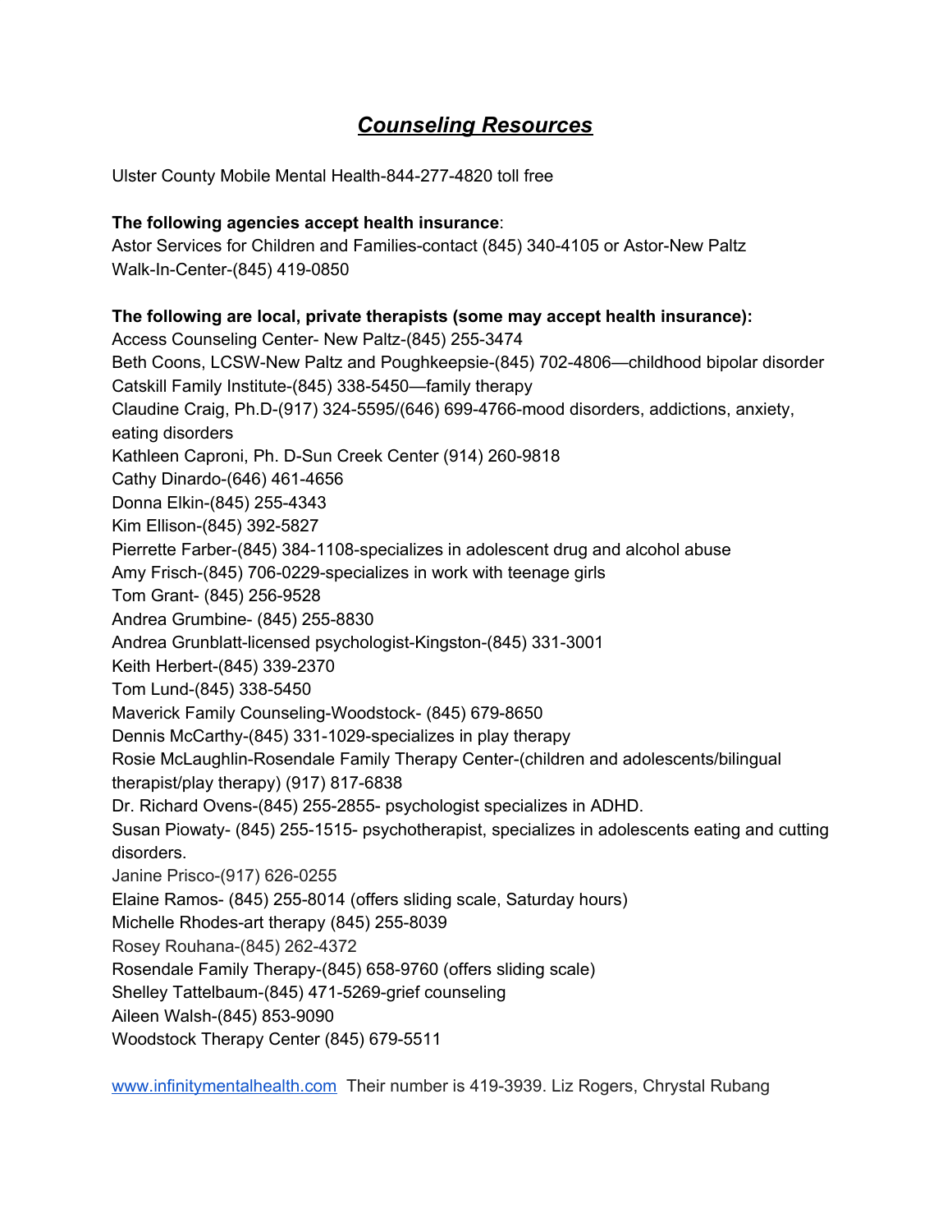# ***Counseling Resources***

Ulster County Mobile Mental Health-844-277-4820 toll free

**The following agencies accept health insurance**:
Astor Services for Children and Families-contact (845) 340-4105 or Astor-New Paltz Walk-In-Center-(845) 419-0850

**The following are local, private therapists (some may accept health insurance):**
Access Counseling Center- New Paltz-(845) 255-3474
Beth Coons, LCSW-New Paltz and Poughkeepsie-(845) 702-4806—childhood bipolar disorder
Catskill Family Institute-(845) 338-5450—family therapy
Claudine Craig, Ph.D-(917) 324-5595/(646) 699-4766-mood disorders, addictions, anxiety, eating disorders
Kathleen Caproni, Ph. D-Sun Creek Center (914) 260-9818
Cathy Dinardo-(646) 461-4656
Donna Elkin-(845) 255-4343
Kim Ellison-(845) 392-5827
Pierrette Farber-(845) 384-1108-specializes in adolescent drug and alcohol abuse
Amy Frisch-(845) 706-0229-specializes in work with teenage girls
Tom Grant- (845) 256-9528
Andrea Grumbine- (845) 255-8830
Andrea Grunblatt-licensed psychologist-Kingston-(845) 331-3001
Keith Herbert-(845) 339-2370
Tom Lund-(845) 338-5450
Maverick Family Counseling-Woodstock- (845) 679-8650
Dennis McCarthy-(845) 331-1029-specializes in play therapy
Rosie McLaughlin-Rosendale Family Therapy Center-(children and adolescents/bilingual therapist/play therapy) (917) 817-6838
Dr. Richard Ovens-(845) 255-2855- psychologist specializes in ADHD.
Susan Piowaty- (845) 255-1515- psychotherapist, specializes in adolescents eating and cutting disorders.
Janine Prisco-(917) 626-0255
Elaine Ramos- (845) 255-8014 (offers sliding scale, Saturday hours)
Michelle Rhodes-art therapy (845) 255-8039
Rosey Rouhana-(845) 262-4372
Rosendale Family Therapy-(845) 658-9760 (offers sliding scale)
Shelley Tattelbaum-(845) 471-5269-grief counseling
Aileen Walsh-(845) 853-9090
Woodstock Therapy Center (845) 679-5511

www.infinitymentalhealth.com Their number is 419-3939. Liz Rogers, Chrystal Rubang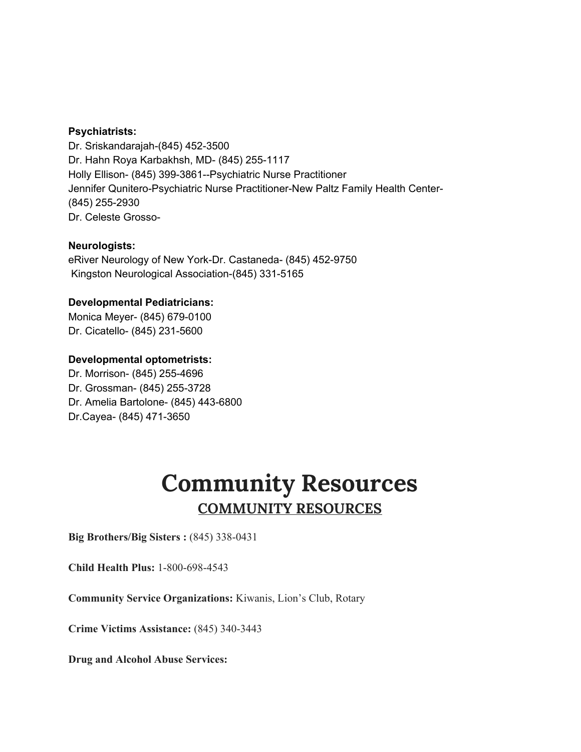**Psychiatrists:**
Dr. Sriskandarajah-(845) 452-3500
Dr. Hahn Roya Karbakhsh, MD- (845) 255-1117
Holly Ellison- (845) 399-3861--Psychiatric Nurse Practitioner
Jennifer Qunitero-Psychiatric Nurse Practitioner-New Paltz Family Health Center-(845) 255-2930
Dr. Celeste Grosso-

**Neurologists:**
eRiver Neurology of New York-Dr. Castaneda- (845) 452-9750
Kingston Neurological Association-(845) 331-5165

**Developmental Pediatricians:**
Monica Meyer- (845) 679-0100
Dr. Cicatello- (845) 231-5600

**Developmental optometrists:**
Dr. Morrison- (845) 255-4696
Dr. Grossman- (845) 255-3728
Dr. Amelia Bartolone- (845) 443-6800
Dr.Cayea- (845) 471-3650

# Community Resources

## COMMUNITY RESOURCES

**Big Brothers/Big Sisters :** (845) 338-0431

**Child Health Plus:** 1-800-698-4543

**Community Service Organizations:** Kiwanis, Lion's Club, Rotary

**Crime Victims Assistance:** (845) 340-3443

**Drug and Alcohol Abuse Services:**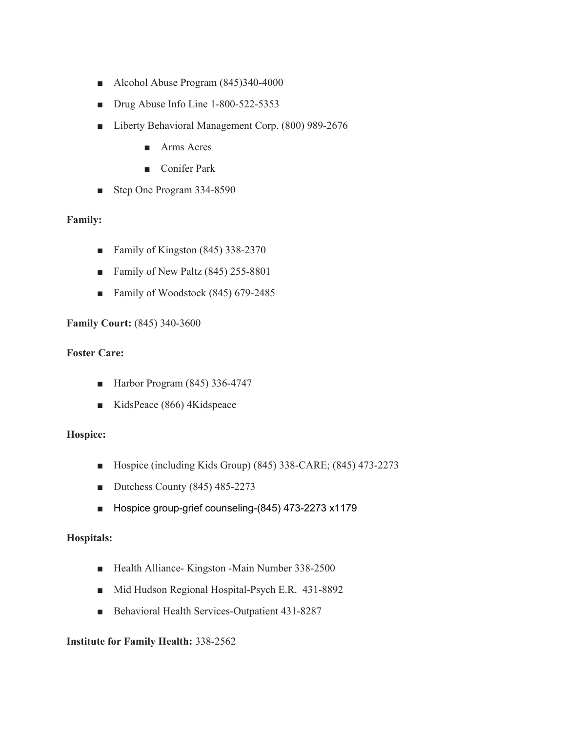- Alcohol Abuse Program (845)340-4000
- Drug Abuse Info Line 1-800-522-5353
- Liberty Behavioral Management Corp. (800) 989-2676
    - Arms Acres
    - Conifer Park
- Step One Program 334-8590

**Family:**

- Family of Kingston (845) 338-2370
- Family of New Paltz (845) 255-8801
- Family of Woodstock (845) 679-2485

**Family Court:** (845) 340-3600

**Foster Care:**

- Harbor Program (845) 336-4747
- KidsPeace (866) 4Kidspeace

**Hospice:**

- Hospice (including Kids Group) (845) 338-CARE; (845) 473-2273
- Dutchess County (845) 485-2273
- Hospice group-grief counseling-(845) 473-2273 x1179

**Hospitals:**

- Health Alliance- Kingston -Main Number 338-2500
- Mid Hudson Regional Hospital-Psych E.R. 431-8892
- Behavioral Health Services-Outpatient 431-8287

**Institute for Family Health:** 338-2562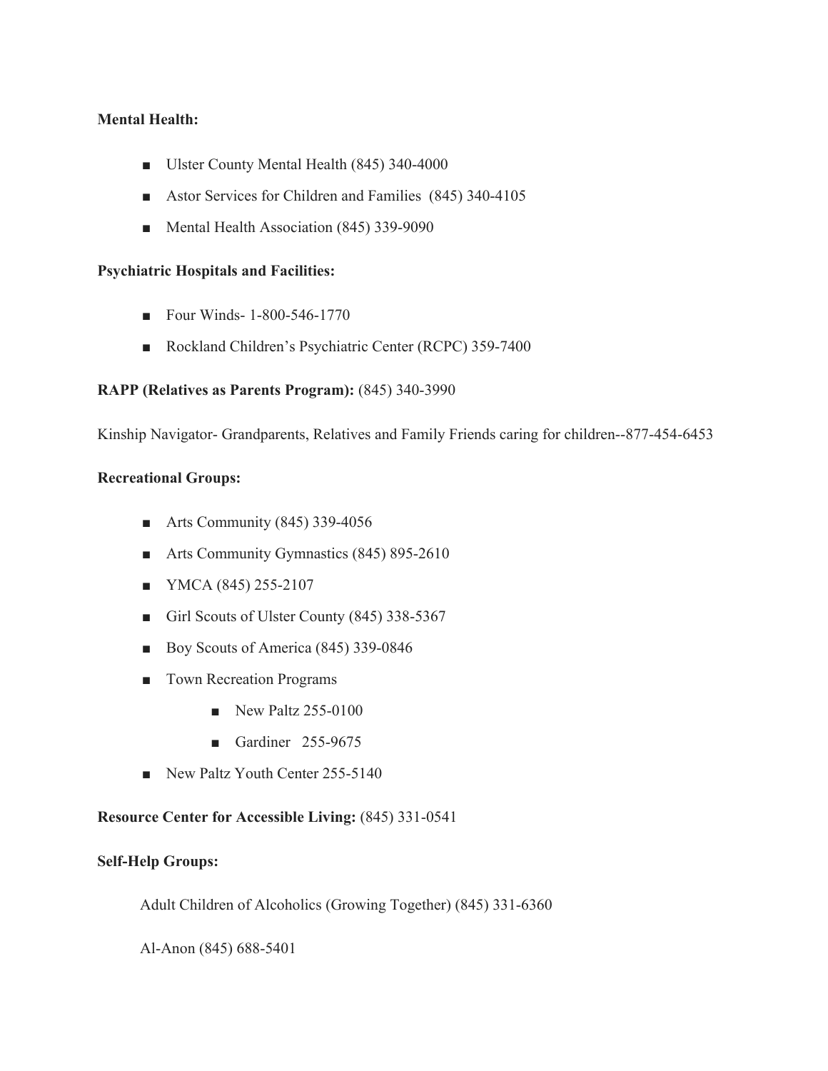**Mental Health:**

- Ulster County Mental Health (845) 340-4000
- Astor Services for Children and Families (845) 340-4105
- Mental Health Association (845) 339-9090

**Psychiatric Hospitals and Facilities:**

- Four Winds- 1-800-546-1770
- Rockland Children's Psychiatric Center (RCPC) 359-7400

**RAPP (Relatives as Parents Program):** (845) 340-3990

Kinship Navigator- Grandparents, Relatives and Family Friends caring for children--877-454-6453

**Recreational Groups:**

- Arts Community (845) 339-4056
- Arts Community Gymnastics (845) 895-2610
- YMCA (845) 255-2107
- Girl Scouts of Ulster County (845) 338-5367
- Boy Scouts of America (845) 339-0846
- Town Recreation Programs
  - New Paltz 255-0100
  - Gardiner 255-9675
- New Paltz Youth Center 255-5140

**Resource Center for Accessible Living:** (845) 331-0541

**Self-Help Groups:**

Adult Children of Alcoholics (Growing Together) (845) 331-6360

Al-Anon (845) 688-5401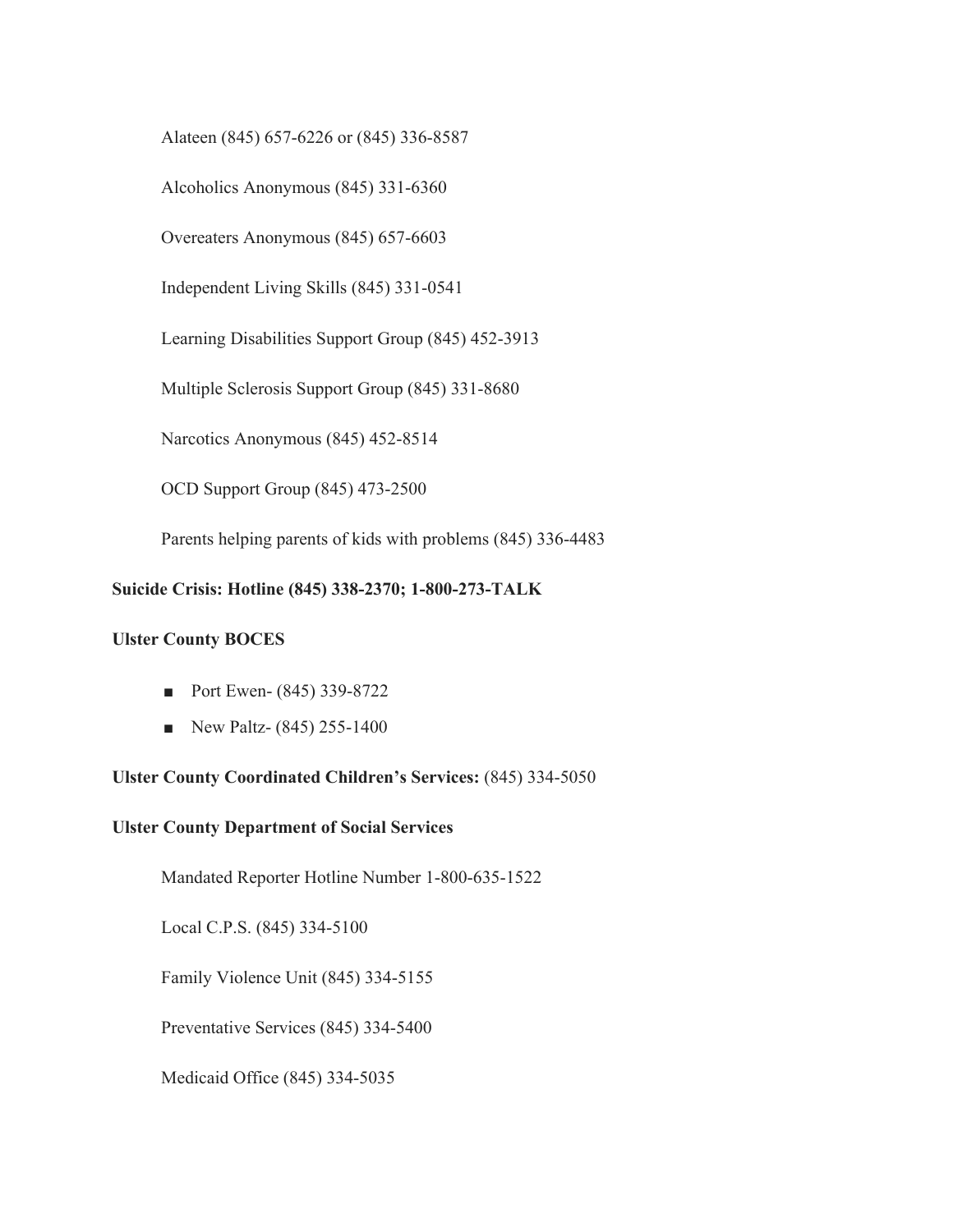Alateen (845) 657-6226 or (845) 336-8587

Alcoholics Anonymous (845) 331-6360

Overeaters Anonymous (845) 657-6603

Independent Living Skills (845) 331-0541

Learning Disabilities Support Group (845) 452-3913

Multiple Sclerosis Support Group (845) 331-8680

Narcotics Anonymous (845) 452-8514

OCD Support Group (845) 473-2500

Parents helping parents of kids with problems (845) 336-4483

**Suicide Crisis: Hotline (845) 338-2370; 1-800-273-TALK**

**Ulster County BOCES**

- Port Ewen- (845) 339-8722
- New Paltz- (845) 255-1400

**Ulster County Coordinated Children's Services:** (845) 334-5050

**Ulster County Department of Social Services**

Mandated Reporter Hotline Number 1-800-635-1522

Local C.P.S. (845) 334-5100

Family Violence Unit (845) 334-5155

Preventative Services (845) 334-5400

Medicaid Office (845) 334-5035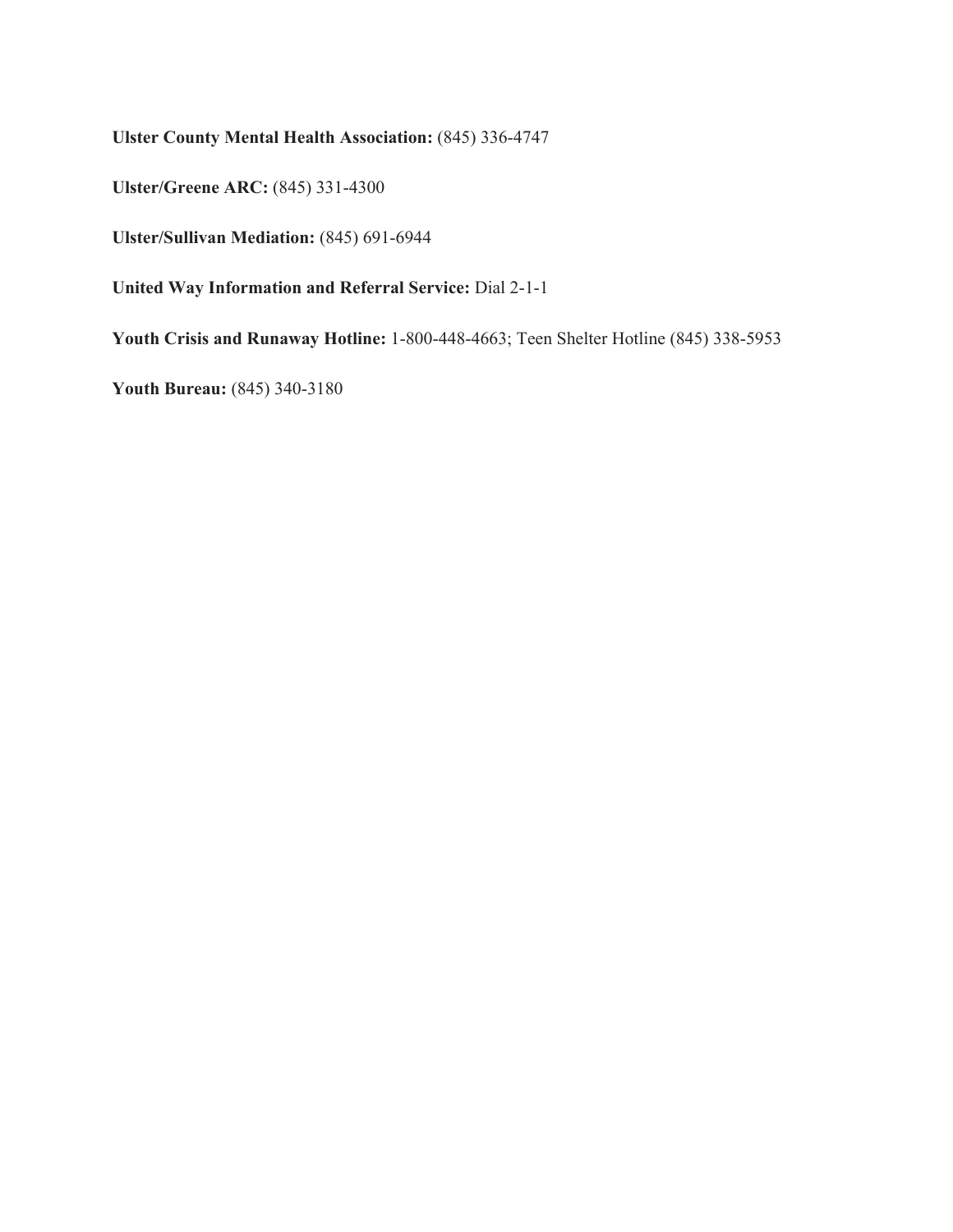**Ulster County Mental Health Association:** (845) 336-4747

**Ulster/Greene ARC:** (845) 331-4300

**Ulster/Sullivan Mediation:** (845) 691-6944

**United Way Information and Referral Service:** Dial 2-1-1

**Youth Crisis and Runaway Hotline:** 1-800-448-4663; Teen Shelter Hotline (845) 338-5953

**Youth Bureau:** (845) 340-3180